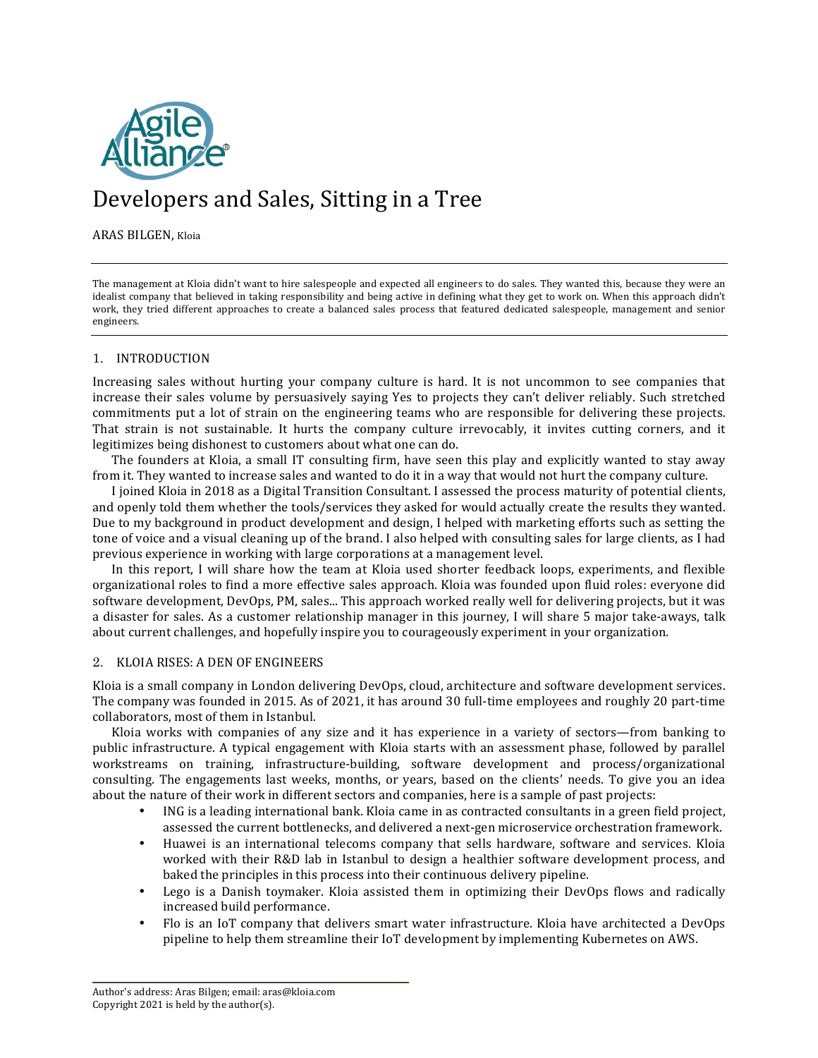# Developers and Sales, Sitting in a Tree

ARAS BILGEN, Kloia

The management at Kloia didn't want to hire salespeople and expected all engineers to do sales. They wanted this, because they were an idealist company that believed in taking responsibility and being active in defining what they get to work on. When this approach didn't work, they tried different approaches to create a balanced sales process that featured dedicated salespeople, management and senior engineers.

## 1. INTRODUCTION

Increasing sales without hurting your company culture is hard. It is not uncommon to see companies that increase their sales volume by persuasively saying Yes to projects they can't deliver reliably. Such stretched commitments put a lot of strain on the engineering teams who are responsible for delivering these projects. That strain is not sustainable. It hurts the company culture irrevocably, it invites cutting corners, and it legitimizes being dishonest to customers about what one can do.

The founders at Kloia, a small IT consulting firm, have seen this play and explicitly wanted to stay away from it. They wanted to increase sales and wanted to do it in a way that would not hurt the company culture.

I joined Kloia in 2018 as a Digital Transition Consultant. I assessed the process maturity of potential clients, and openly told them whether the tools/services they asked for would actually create the results they wanted. Due to my background in product development and design, I helped with marketing efforts such as setting the tone of voice and a visual cleaning up of the brand. I also helped with consulting sales for large clients, as I had previous experience in working with large corporations at a management level.

In this report, I will share how the team at Kloia used shorter feedback loops, experiments, and flexible organizational roles to find a more effective sales approach. Kloia was founded upon fluid roles: everyone did software development, DevOps, PM, sales... This approach worked really well for delivering projects, but it was a disaster for sales. As a customer relationship manager in this journey, I will share 5 major take-aways, talk about current challenges, and hopefully inspire you to courageously experiment in your organization.

## 2. KLOIA RISES: A DEN OF ENGINEERS

Kloia is a small company in London delivering DevOps, cloud, architecture and software development services. The company was founded in 2015. As of 2021, it has around 30 full-time employees and roughly 20 part-time collaborators, most of them in Istanbul.

Kloia works with companies of any size and it has experience in a variety of sectors—from banking to public infrastructure. A typical engagement with Kloia starts with an assessment phase, followed by parallel workstreams on training, infrastructure-building, software development and process/organizational consulting. The engagements last weeks, months, or years, based on the clients' needs. To give you an idea about the nature of their work in different sectors and companies, here is a sample of past projects:

- ING is a leading international bank. Kloia came in as contracted consultants in a green field project, assessed the current bottlenecks, and delivered a next-gen microservice orchestration framework.
- Huawei is an international telecoms company that sells hardware, software and services. Kloia worked with their R&D lab in Istanbul to design a healthier software development process, and baked the principles in this process into their continuous delivery pipeline.
- Lego is a Danish toymaker. Kloia assisted them in optimizing their DevOps flows and radically increased build performance.
- Flo is an IoT company that delivers smart water infrastructure. Kloia have architected a DevOps pipeline to help them streamline their IoT development by implementing Kubernetes on AWS.

Author's address: Aras Bilgen; email: aras@kloia.com
Copyright 2021 is held by the author(s).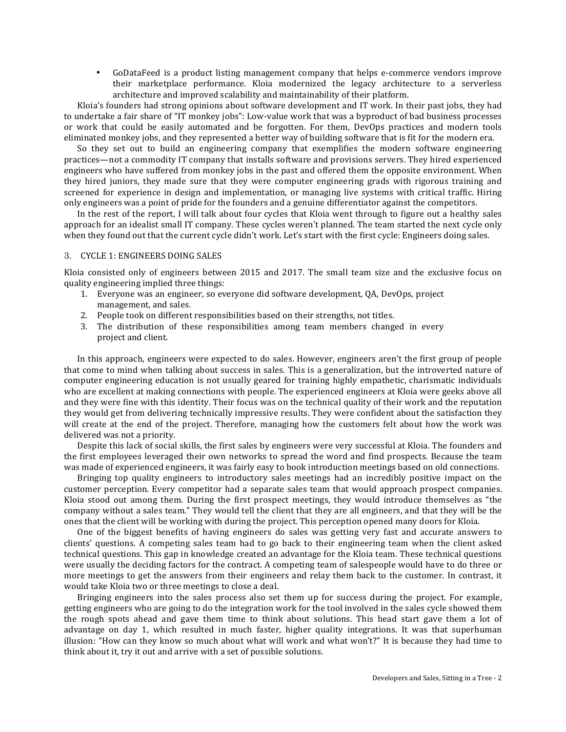- GoDataFeed is a product listing management company that helps e-commerce vendors improve their marketplace performance. Kloia modernized the legacy architecture to a serverless architecture and improved scalability and maintainability of their platform.

Kloia's founders had strong opinions about software development and IT work. In their past jobs, they had to undertake a fair share of "IT monkey jobs": Low-value work that was a byproduct of bad business processes or work that could be easily automated and be forgotten. For them, DevOps practices and modern tools eliminated monkey jobs, and they represented a better way of building software that is fit for the modern era.

So they set out to build an engineering company that exemplifies the modern software engineering practices—not a commodity IT company that installs software and provisions servers. They hired experienced engineers who have suffered from monkey jobs in the past and offered them the opposite environment. When they hired juniors, they made sure that they were computer engineering grads with rigorous training and screened for experience in design and implementation, or managing live systems with critical traffic. Hiring only engineers was a point of pride for the founders and a genuine differentiator against the competitors.

In the rest of the report, I will talk about four cycles that Kloia went through to figure out a healthy sales approach for an idealist small IT company. These cycles weren't planned. The team started the next cycle only when they found out that the current cycle didn't work. Let's start with the first cycle: Engineers doing sales.

## 3. CYCLE 1: ENGINEERS DOING SALES

Kloia consisted only of engineers between 2015 and 2017. The small team size and the exclusive focus on quality engineering implied three things:

1. Everyone was an engineer, so everyone did software development, QA, DevOps, project management, and sales.
2. People took on different responsibilities based on their strengths, not titles.
3. The distribution of these responsibilities among team members changed in every project and client.

In this approach, engineers were expected to do sales. However, engineers aren't the first group of people that come to mind when talking about success in sales. This is a generalization, but the introverted nature of computer engineering education is not usually geared for training highly empathetic, charismatic individuals who are excellent at making connections with people. The experienced engineers at Kloia were geeks above all and they were fine with this identity. Their focus was on the technical quality of their work and the reputation they would get from delivering technically impressive results. They were confident about the satisfaction they will create at the end of the project. Therefore, managing how the customers felt about how the work was delivered was not a priority.

Despite this lack of social skills, the first sales by engineers were very successful at Kloia. The founders and the first employees leveraged their own networks to spread the word and find prospects. Because the team was made of experienced engineers, it was fairly easy to book introduction meetings based on old connections.

Bringing top quality engineers to introductory sales meetings had an incredibly positive impact on the customer perception. Every competitor had a separate sales team that would approach prospect companies. Kloia stood out among them. During the first prospect meetings, they would introduce themselves as "the company without a sales team." They would tell the client that they are all engineers, and that they will be the ones that the client will be working with during the project. This perception opened many doors for Kloia.

One of the biggest benefits of having engineers do sales was getting very fast and accurate answers to clients' questions. A competing sales team had to go back to their engineering team when the client asked technical questions. This gap in knowledge created an advantage for the Kloia team. These technical questions were usually the deciding factors for the contract. A competing team of salespeople would have to do three or more meetings to get the answers from their engineers and relay them back to the customer. In contrast, it would take Kloia two or three meetings to close a deal.

Bringing engineers into the sales process also set them up for success during the project. For example, getting engineers who are going to do the integration work for the tool involved in the sales cycle showed them the rough spots ahead and gave them time to think about solutions. This head start gave them a lot of advantage on day 1, which resulted in much faster, higher quality integrations. It was that superhuman illusion: "How can they know so much about what will work and what won't?" It is because they had time to think about it, try it out and arrive with a set of possible solutions.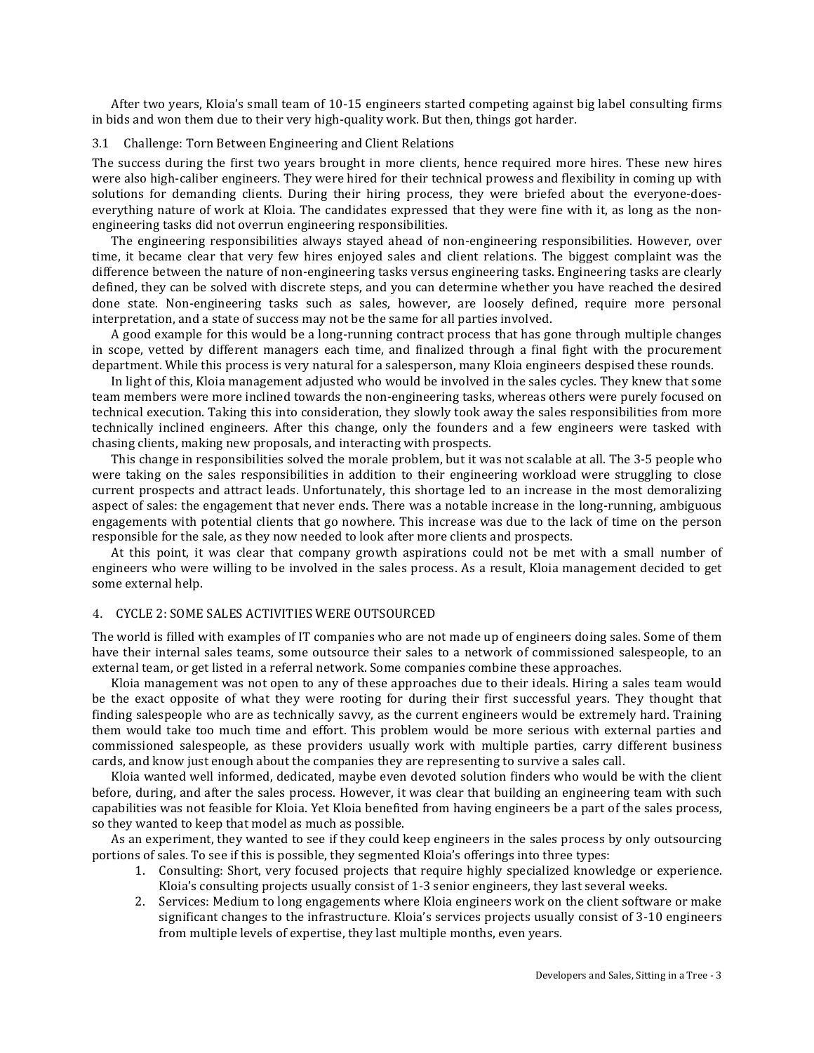After two years, Kloia's small team of 10-15 engineers started competing against big label consulting firms in bids and won them due to their very high-quality work. But then, things got harder.

### 3.1 Challenge: Torn Between Engineering and Client Relations

The success during the first two years brought in more clients, hence required more hires. These new hires were also high-caliber engineers. They were hired for their technical prowess and flexibility in coming up with solutions for demanding clients. During their hiring process, they were briefed about the everyone-does-everything nature of work at Kloia. The candidates expressed that they were fine with it, as long as the non-engineering tasks did not overrun engineering responsibilities.

The engineering responsibilities always stayed ahead of non-engineering responsibilities. However, over time, it became clear that very few hires enjoyed sales and client relations. The biggest complaint was the difference between the nature of non-engineering tasks versus engineering tasks. Engineering tasks are clearly defined, they can be solved with discrete steps, and you can determine whether you have reached the desired done state. Non-engineering tasks such as sales, however, are loosely defined, require more personal interpretation, and a state of success may not be the same for all parties involved.

A good example for this would be a long-running contract process that has gone through multiple changes in scope, vetted by different managers each time, and finalized through a final fight with the procurement department. While this process is very natural for a salesperson, many Kloia engineers despised these rounds.

In light of this, Kloia management adjusted who would be involved in the sales cycles. They knew that some team members were more inclined towards the non-engineering tasks, whereas others were purely focused on technical execution. Taking this into consideration, they slowly took away the sales responsibilities from more technically inclined engineers. After this change, only the founders and a few engineers were tasked with chasing clients, making new proposals, and interacting with prospects.

This change in responsibilities solved the morale problem, but it was not scalable at all. The 3-5 people who were taking on the sales responsibilities in addition to their engineering workload were struggling to close current prospects and attract leads. Unfortunately, this shortage led to an increase in the most demoralizing aspect of sales: the engagement that never ends. There was a notable increase in the long-running, ambiguous engagements with potential clients that go nowhere. This increase was due to the lack of time on the person responsible for the sale, as they now needed to look after more clients and prospects.

At this point, it was clear that company growth aspirations could not be met with a small number of engineers who were willing to be involved in the sales process. As a result, Kloia management decided to get some external help.

## 4. CYCLE 2: SOME SALES ACTIVITIES WERE OUTSOURCED

The world is filled with examples of IT companies who are not made up of engineers doing sales. Some of them have their internal sales teams, some outsource their sales to a network of commissioned salespeople, to an external team, or get listed in a referral network. Some companies combine these approaches.

Kloia management was not open to any of these approaches due to their ideals. Hiring a sales team would be the exact opposite of what they were rooting for during their first successful years. They thought that finding salespeople who are as technically savvy, as the current engineers would be extremely hard. Training them would take too much time and effort. This problem would be more serious with external parties and commissioned salespeople, as these providers usually work with multiple parties, carry different business cards, and know just enough about the companies they are representing to survive a sales call.

Kloia wanted well informed, dedicated, maybe even devoted solution finders who would be with the client before, during, and after the sales process. However, it was clear that building an engineering team with such capabilities was not feasible for Kloia. Yet Kloia benefited from having engineers be a part of the sales process, so they wanted to keep that model as much as possible.

As an experiment, they wanted to see if they could keep engineers in the sales process by only outsourcing portions of sales. To see if this is possible, they segmented Kloia's offerings into three types:

1. Consulting: Short, very focused projects that require highly specialized knowledge or experience. Kloia's consulting projects usually consist of 1-3 senior engineers, they last several weeks.
2. Services: Medium to long engagements where Kloia engineers work on the client software or make significant changes to the infrastructure. Kloia's services projects usually consist of 3-10 engineers from multiple levels of expertise, they last multiple months, even years.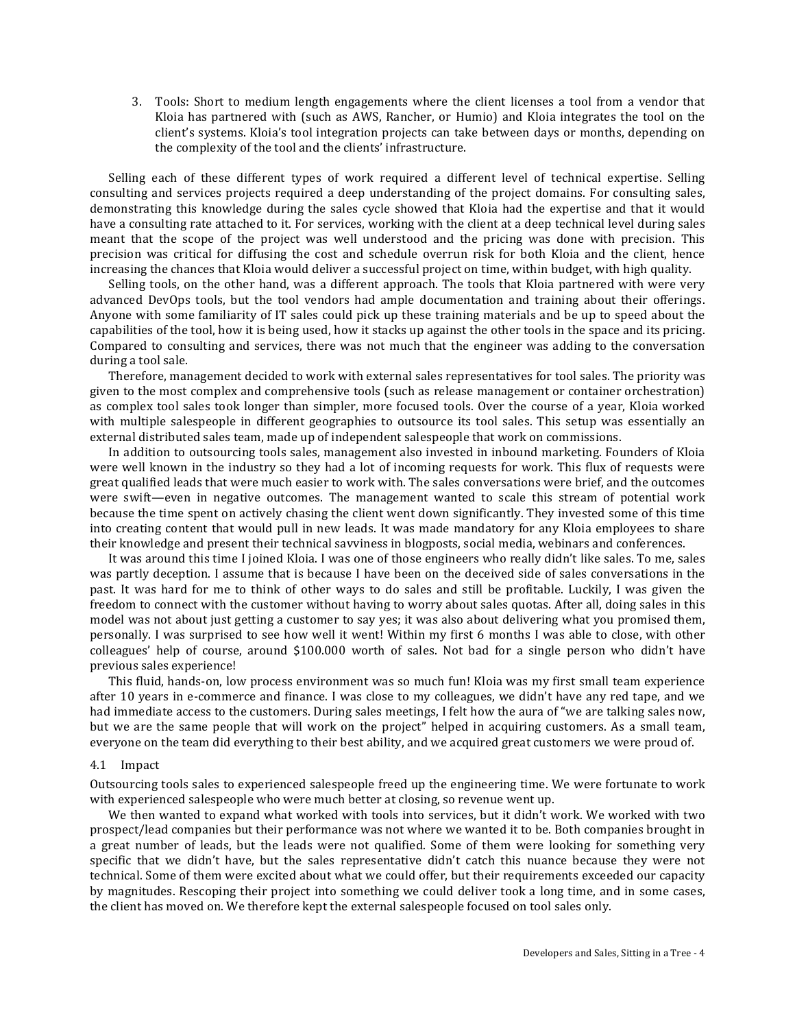3. Tools: Short to medium length engagements where the client licenses a tool from a vendor that Kloia has partnered with (such as AWS, Rancher, or Humio) and Kloia integrates the tool on the client's systems. Kloia's tool integration projects can take between days or months, depending on the complexity of the tool and the clients' infrastructure.

Selling each of these different types of work required a different level of technical expertise. Selling consulting and services projects required a deep understanding of the project domains. For consulting sales, demonstrating this knowledge during the sales cycle showed that Kloia had the expertise and that it would have a consulting rate attached to it. For services, working with the client at a deep technical level during sales meant that the scope of the project was well understood and the pricing was done with precision. This precision was critical for diffusing the cost and schedule overrun risk for both Kloia and the client, hence increasing the chances that Kloia would deliver a successful project on time, within budget, with high quality.

Selling tools, on the other hand, was a different approach. The tools that Kloia partnered with were very advanced DevOps tools, but the tool vendors had ample documentation and training about their offerings. Anyone with some familiarity of IT sales could pick up these training materials and be up to speed about the capabilities of the tool, how it is being used, how it stacks up against the other tools in the space and its pricing. Compared to consulting and services, there was not much that the engineer was adding to the conversation during a tool sale.

Therefore, management decided to work with external sales representatives for tool sales. The priority was given to the most complex and comprehensive tools (such as release management or container orchestration) as complex tool sales took longer than simpler, more focused tools. Over the course of a year, Kloia worked with multiple salespeople in different geographies to outsource its tool sales. This setup was essentially an external distributed sales team, made up of independent salespeople that work on commissions.

In addition to outsourcing tools sales, management also invested in inbound marketing. Founders of Kloia were well known in the industry so they had a lot of incoming requests for work. This flux of requests were great qualified leads that were much easier to work with. The sales conversations were brief, and the outcomes were swift—even in negative outcomes. The management wanted to scale this stream of potential work because the time spent on actively chasing the client went down significantly. They invested some of this time into creating content that would pull in new leads. It was made mandatory for any Kloia employees to share their knowledge and present their technical savviness in blogposts, social media, webinars and conferences.

It was around this time I joined Kloia. I was one of those engineers who really didn't like sales. To me, sales was partly deception. I assume that is because I have been on the deceived side of sales conversations in the past. It was hard for me to think of other ways to do sales and still be profitable. Luckily, I was given the freedom to connect with the customer without having to worry about sales quotas. After all, doing sales in this model was not about just getting a customer to say yes; it was also about delivering what you promised them, personally. I was surprised to see how well it went! Within my first 6 months I was able to close, with other colleagues' help of course, around $100.000 worth of sales. Not bad for a single person who didn't have previous sales experience!

This fluid, hands-on, low process environment was so much fun! Kloia was my first small team experience after 10 years in e-commerce and finance. I was close to my colleagues, we didn't have any red tape, and we had immediate access to the customers. During sales meetings, I felt how the aura of "we are talking sales now, but we are the same people that will work on the project" helped in acquiring customers. As a small team, everyone on the team did everything to their best ability, and we acquired great customers we were proud of.

### 4.1 Impact

Outsourcing tools sales to experienced salespeople freed up the engineering time. We were fortunate to work with experienced salespeople who were much better at closing, so revenue went up.

We then wanted to expand what worked with tools into services, but it didn't work. We worked with two prospect/lead companies but their performance was not where we wanted it to be. Both companies brought in a great number of leads, but the leads were not qualified. Some of them were looking for something very specific that we didn't have, but the sales representative didn't catch this nuance because they were not technical. Some of them were excited about what we could offer, but their requirements exceeded our capacity by magnitudes. Rescoping their project into something we could deliver took a long time, and in some cases, the client has moved on. We therefore kept the external salespeople focused on tool sales only.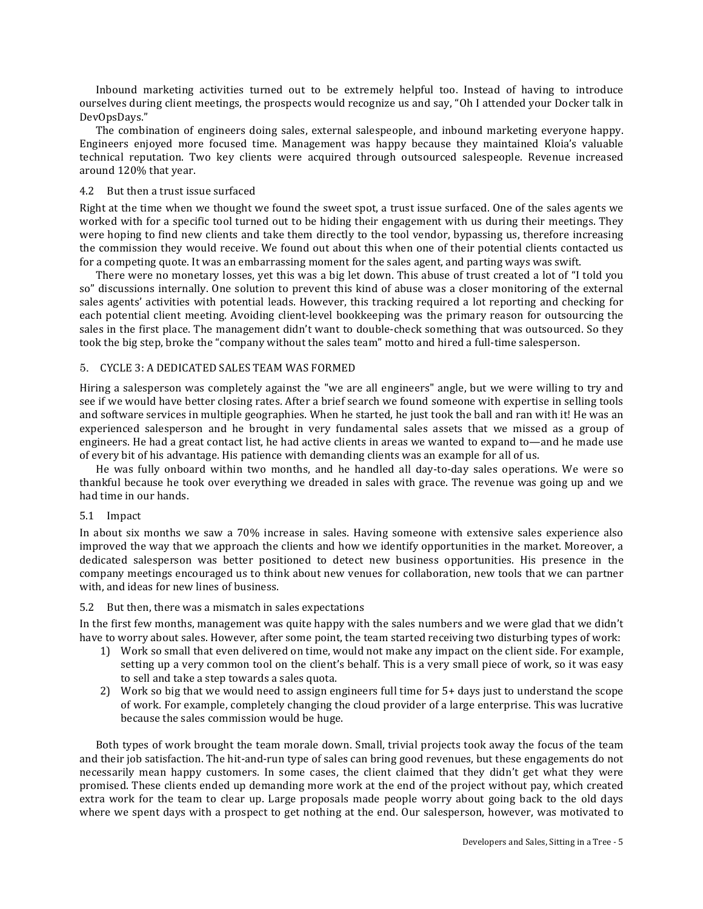Inbound marketing activities turned out to be extremely helpful too. Instead of having to introduce ourselves during client meetings, the prospects would recognize us and say, "Oh I attended your Docker talk in DevOpsDays."

The combination of engineers doing sales, external salespeople, and inbound marketing everyone happy. Engineers enjoyed more focused time. Management was happy because they maintained Kloia's valuable technical reputation. Two key clients were acquired through outsourced salespeople. Revenue increased around 120% that year.

### 4.2 But then a trust issue surfaced

Right at the time when we thought we found the sweet spot, a trust issue surfaced. One of the sales agents we worked with for a specific tool turned out to be hiding their engagement with us during their meetings. They were hoping to find new clients and take them directly to the tool vendor, bypassing us, therefore increasing the commission they would receive. We found out about this when one of their potential clients contacted us for a competing quote. It was an embarrassing moment for the sales agent, and parting ways was swift.

There were no monetary losses, yet this was a big let down. This abuse of trust created a lot of "I told you so" discussions internally. One solution to prevent this kind of abuse was a closer monitoring of the external sales agents' activities with potential leads. However, this tracking required a lot reporting and checking for each potential client meeting. Avoiding client-level bookkeeping was the primary reason for outsourcing the sales in the first place. The management didn't want to double-check something that was outsourced. So they took the big step, broke the "company without the sales team" motto and hired a full-time salesperson.

## 5. CYCLE 3: A DEDICATED SALES TEAM WAS FORMED

Hiring a salesperson was completely against the "we are all engineers" angle, but we were willing to try and see if we would have better closing rates. After a brief search we found someone with expertise in selling tools and software services in multiple geographies. When he started, he just took the ball and ran with it! He was an experienced salesperson and he brought in very fundamental sales assets that we missed as a group of engineers. He had a great contact list, he had active clients in areas we wanted to expand to—and he made use of every bit of his advantage. His patience with demanding clients was an example for all of us.

He was fully onboard within two months, and he handled all day-to-day sales operations. We were so thankful because he took over everything we dreaded in sales with grace. The revenue was going up and we had time in our hands.

### 5.1 Impact

In about six months we saw a 70% increase in sales. Having someone with extensive sales experience also improved the way that we approach the clients and how we identify opportunities in the market. Moreover, a dedicated salesperson was better positioned to detect new business opportunities. His presence in the company meetings encouraged us to think about new venues for collaboration, new tools that we can partner with, and ideas for new lines of business.

### 5.2 But then, there was a mismatch in sales expectations

In the first few months, management was quite happy with the sales numbers and we were glad that we didn't have to worry about sales. However, after some point, the team started receiving two disturbing types of work:

1) Work so small that even delivered on time, would not make any impact on the client side. For example, setting up a very common tool on the client's behalf. This is a very small piece of work, so it was easy to sell and take a step towards a sales quota.
2) Work so big that we would need to assign engineers full time for 5+ days just to understand the scope of work. For example, completely changing the cloud provider of a large enterprise. This was lucrative because the sales commission would be huge.

Both types of work brought the team morale down. Small, trivial projects took away the focus of the team and their job satisfaction. The hit-and-run type of sales can bring good revenues, but these engagements do not necessarily mean happy customers. In some cases, the client claimed that they didn't get what they were promised. These clients ended up demanding more work at the end of the project without pay, which created extra work for the team to clear up. Large proposals made people worry about going back to the old days where we spent days with a prospect to get nothing at the end. Our salesperson, however, was motivated to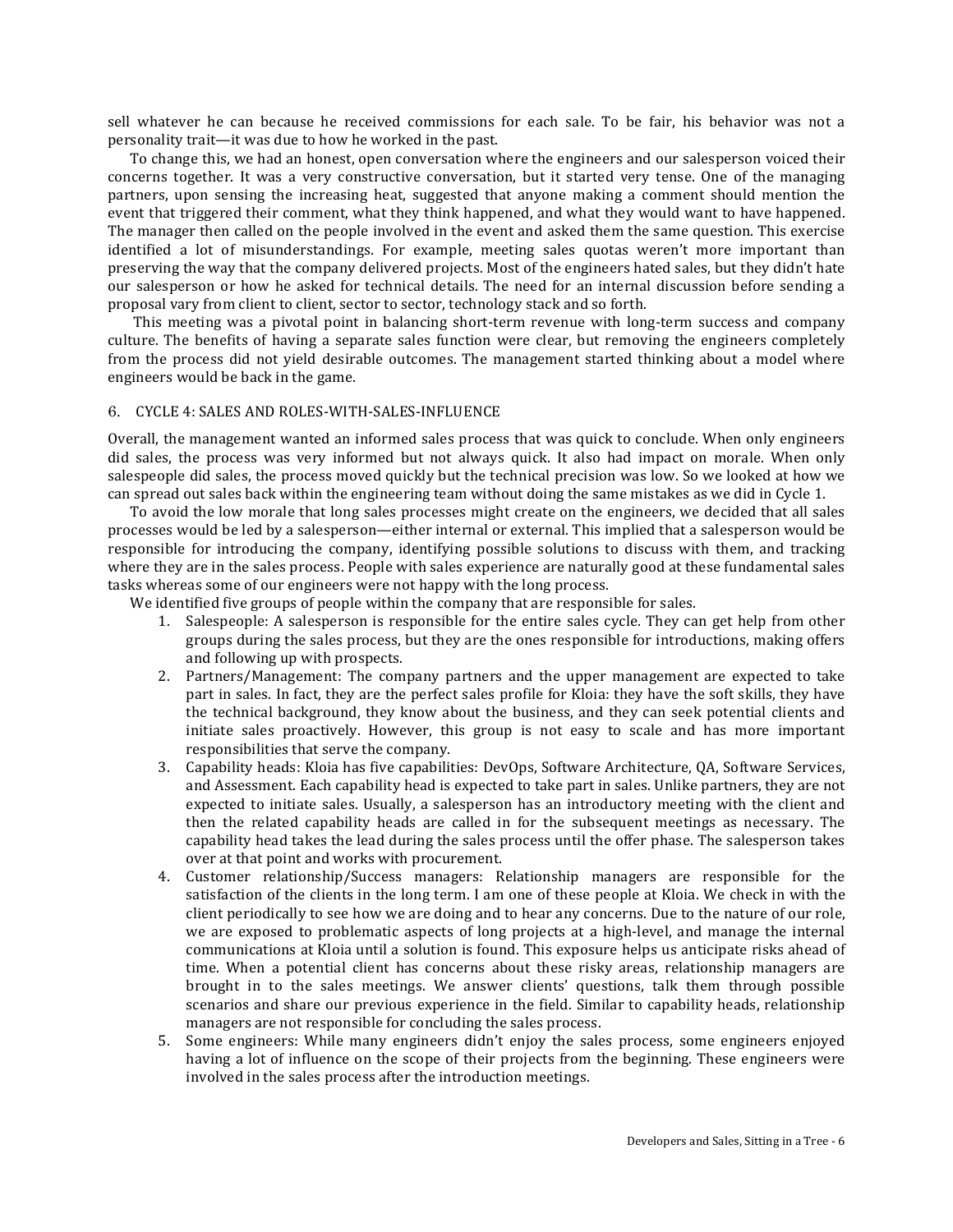sell whatever he can because he received commissions for each sale. To be fair, his behavior was not a personality trait—it was due to how he worked in the past.

To change this, we had an honest, open conversation where the engineers and our salesperson voiced their concerns together. It was a very constructive conversation, but it started very tense. One of the managing partners, upon sensing the increasing heat, suggested that anyone making a comment should mention the event that triggered their comment, what they think happened, and what they would want to have happened. The manager then called on the people involved in the event and asked them the same question. This exercise identified a lot of misunderstandings. For example, meeting sales quotas weren't more important than preserving the way that the company delivered projects. Most of the engineers hated sales, but they didn't hate our salesperson or how he asked for technical details. The need for an internal discussion before sending a proposal vary from client to client, sector to sector, technology stack and so forth.

This meeting was a pivotal point in balancing short-term revenue with long-term success and company culture. The benefits of having a separate sales function were clear, but removing the engineers completely from the process did not yield desirable outcomes. The management started thinking about a model where engineers would be back in the game.

## 6. CYCLE 4: SALES AND ROLES-WITH-SALES-INFLUENCE

Overall, the management wanted an informed sales process that was quick to conclude. When only engineers did sales, the process was very informed but not always quick. It also had impact on morale. When only salespeople did sales, the process moved quickly but the technical precision was low. So we looked at how we can spread out sales back within the engineering team without doing the same mistakes as we did in Cycle 1.

To avoid the low morale that long sales processes might create on the engineers, we decided that all sales processes would be led by a salesperson—either internal or external. This implied that a salesperson would be responsible for introducing the company, identifying possible solutions to discuss with them, and tracking where they are in the sales process. People with sales experience are naturally good at these fundamental sales tasks whereas some of our engineers were not happy with the long process.

We identified five groups of people within the company that are responsible for sales.

1. Salespeople: A salesperson is responsible for the entire sales cycle. They can get help from other groups during the sales process, but they are the ones responsible for introductions, making offers and following up with prospects.
2. Partners/Management: The company partners and the upper management are expected to take part in sales. In fact, they are the perfect sales profile for Kloia: they have the soft skills, they have the technical background, they know about the business, and they can seek potential clients and initiate sales proactively. However, this group is not easy to scale and has more important responsibilities that serve the company.
3. Capability heads: Kloia has five capabilities: DevOps, Software Architecture, QA, Software Services, and Assessment. Each capability head is expected to take part in sales. Unlike partners, they are not expected to initiate sales. Usually, a salesperson has an introductory meeting with the client and then the related capability heads are called in for the subsequent meetings as necessary. The capability head takes the lead during the sales process until the offer phase. The salesperson takes over at that point and works with procurement.
4. Customer relationship/Success managers: Relationship managers are responsible for the satisfaction of the clients in the long term. I am one of these people at Kloia. We check in with the client periodically to see how we are doing and to hear any concerns. Due to the nature of our role, we are exposed to problematic aspects of long projects at a high-level, and manage the internal communications at Kloia until a solution is found. This exposure helps us anticipate risks ahead of time. When a potential client has concerns about these risky areas, relationship managers are brought in to the sales meetings. We answer clients' questions, talk them through possible scenarios and share our previous experience in the field. Similar to capability heads, relationship managers are not responsible for concluding the sales process.
5. Some engineers: While many engineers didn't enjoy the sales process, some engineers enjoyed having a lot of influence on the scope of their projects from the beginning. These engineers were involved in the sales process after the introduction meetings.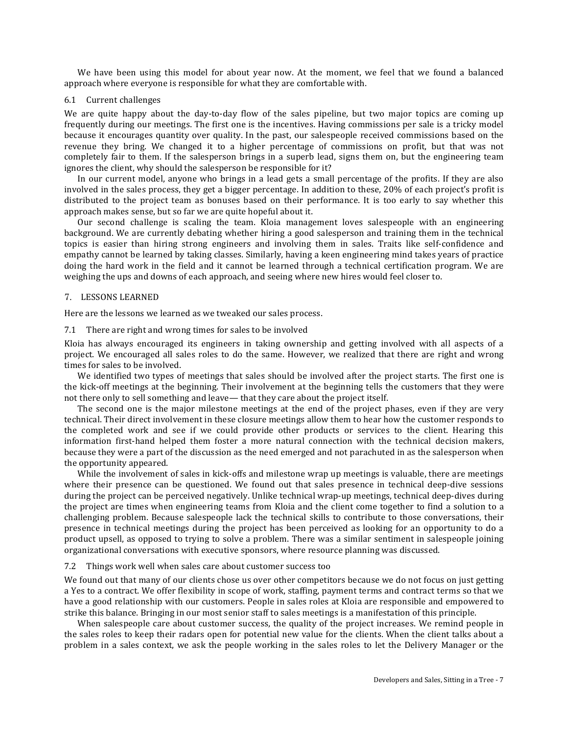We have been using this model for about year now. At the moment, we feel that we found a balanced approach where everyone is responsible for what they are comfortable with.

### 6.1 Current challenges

We are quite happy about the day-to-day flow of the sales pipeline, but two major topics are coming up frequently during our meetings. The first one is the incentives. Having commissions per sale is a tricky model because it encourages quantity over quality. In the past, our salespeople received commissions based on the revenue they bring. We changed it to a higher percentage of commissions on profit, but that was not completely fair to them. If the salesperson brings in a superb lead, signs them on, but the engineering team ignores the client, why should the salesperson be responsible for it?

In our current model, anyone who brings in a lead gets a small percentage of the profits. If they are also involved in the sales process, they get a bigger percentage. In addition to these, 20% of each project's profit is distributed to the project team as bonuses based on their performance. It is too early to say whether this approach makes sense, but so far we are quite hopeful about it.

Our second challenge is scaling the team. Kloia management loves salespeople with an engineering background. We are currently debating whether hiring a good salesperson and training them in the technical topics is easier than hiring strong engineers and involving them in sales. Traits like self-confidence and empathy cannot be learned by taking classes. Similarly, having a keen engineering mind takes years of practice doing the hard work in the field and it cannot be learned through a technical certification program. We are weighing the ups and downs of each approach, and seeing where new hires would feel closer to.

## 7. LESSONS LEARNED

Here are the lessons we learned as we tweaked our sales process.

### 7.1 There are right and wrong times for sales to be involved

Kloia has always encouraged its engineers in taking ownership and getting involved with all aspects of a project. We encouraged all sales roles to do the same. However, we realized that there are right and wrong times for sales to be involved.

We identified two types of meetings that sales should be involved after the project starts. The first one is the kick-off meetings at the beginning. Their involvement at the beginning tells the customers that they were not there only to sell something and leave— that they care about the project itself.

The second one is the major milestone meetings at the end of the project phases, even if they are very technical. Their direct involvement in these closure meetings allow them to hear how the customer responds to the completed work and see if we could provide other products or services to the client. Hearing this information first-hand helped them foster a more natural connection with the technical decision makers, because they were a part of the discussion as the need emerged and not parachuted in as the salesperson when the opportunity appeared.

While the involvement of sales in kick-offs and milestone wrap up meetings is valuable, there are meetings where their presence can be questioned. We found out that sales presence in technical deep-dive sessions during the project can be perceived negatively. Unlike technical wrap-up meetings, technical deep-dives during the project are times when engineering teams from Kloia and the client come together to find a solution to a challenging problem. Because salespeople lack the technical skills to contribute to those conversations, their presence in technical meetings during the project has been perceived as looking for an opportunity to do a product upsell, as opposed to trying to solve a problem. There was a similar sentiment in salespeople joining organizational conversations with executive sponsors, where resource planning was discussed.

### 7.2 Things work well when sales care about customer success too

We found out that many of our clients chose us over other competitors because we do not focus on just getting a Yes to a contract. We offer flexibility in scope of work, staffing, payment terms and contract terms so that we have a good relationship with our customers. People in sales roles at Kloia are responsible and empowered to strike this balance. Bringing in our most senior staff to sales meetings is a manifestation of this principle.

When salespeople care about customer success, the quality of the project increases. We remind people in the sales roles to keep their radars open for potential new value for the clients. When the client talks about a problem in a sales context, we ask the people working in the sales roles to let the Delivery Manager or the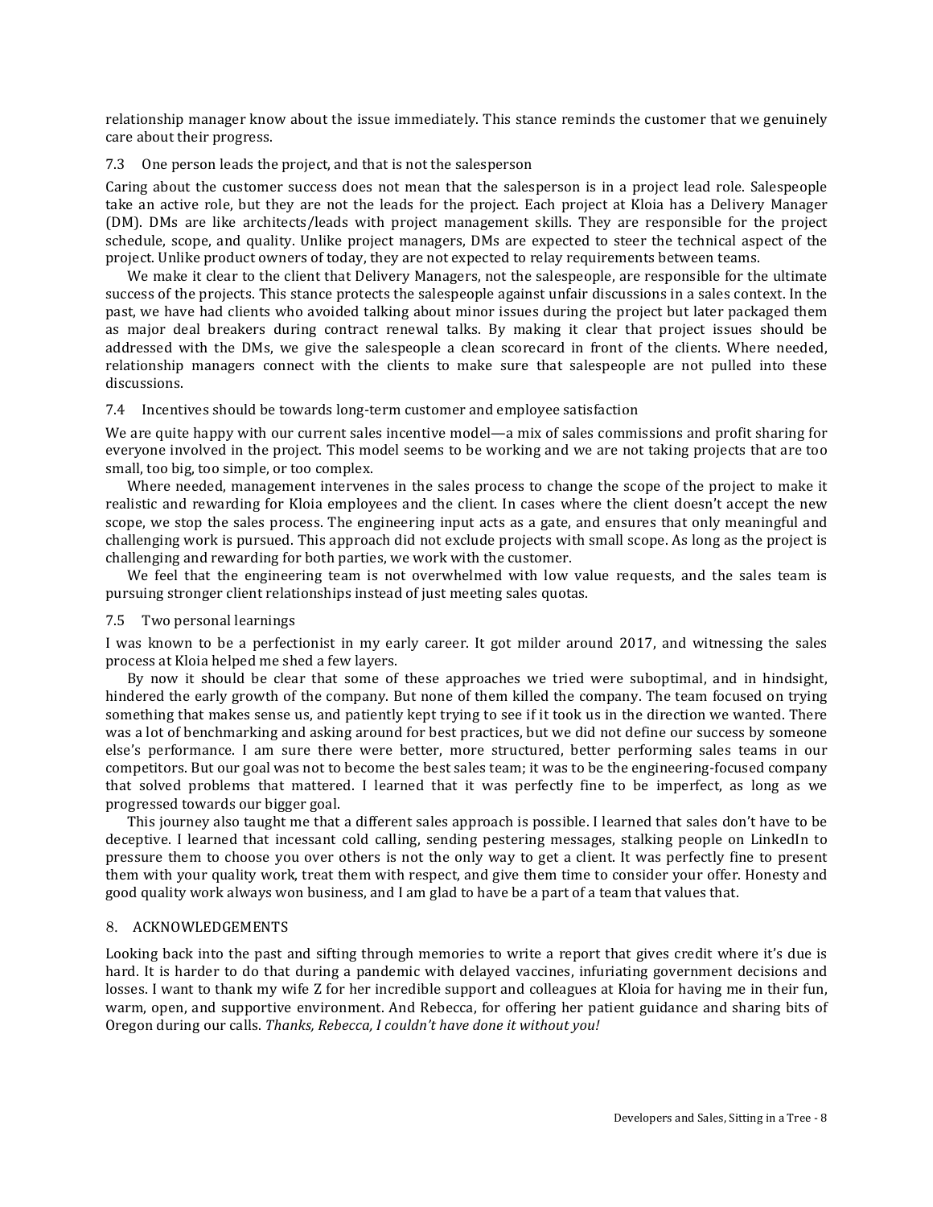relationship manager know about the issue immediately. This stance reminds the customer that we genuinely care about their progress.

### 7.3 One person leads the project, and that is not the salesperson

Caring about the customer success does not mean that the salesperson is in a project lead role. Salespeople take an active role, but they are not the leads for the project. Each project at Kloia has a Delivery Manager (DM). DMs are like architects/leads with project management skills. They are responsible for the project schedule, scope, and quality. Unlike project managers, DMs are expected to steer the technical aspect of the project. Unlike product owners of today, they are not expected to relay requirements between teams.

We make it clear to the client that Delivery Managers, not the salespeople, are responsible for the ultimate success of the projects. This stance protects the salespeople against unfair discussions in a sales context. In the past, we have had clients who avoided talking about minor issues during the project but later packaged them as major deal breakers during contract renewal talks. By making it clear that project issues should be addressed with the DMs, we give the salespeople a clean scorecard in front of the clients. Where needed, relationship managers connect with the clients to make sure that salespeople are not pulled into these discussions.

### 7.4 Incentives should be towards long-term customer and employee satisfaction

We are quite happy with our current sales incentive model—a mix of sales commissions and profit sharing for everyone involved in the project. This model seems to be working and we are not taking projects that are too small, too big, too simple, or too complex.

Where needed, management intervenes in the sales process to change the scope of the project to make it realistic and rewarding for Kloia employees and the client. In cases where the client doesn't accept the new scope, we stop the sales process. The engineering input acts as a gate, and ensures that only meaningful and challenging work is pursued. This approach did not exclude projects with small scope. As long as the project is challenging and rewarding for both parties, we work with the customer.

We feel that the engineering team is not overwhelmed with low value requests, and the sales team is pursuing stronger client relationships instead of just meeting sales quotas.

### 7.5 Two personal learnings

I was known to be a perfectionist in my early career. It got milder around 2017, and witnessing the sales process at Kloia helped me shed a few layers.

By now it should be clear that some of these approaches we tried were suboptimal, and in hindsight, hindered the early growth of the company. But none of them killed the company. The team focused on trying something that makes sense us, and patiently kept trying to see if it took us in the direction we wanted. There was a lot of benchmarking and asking around for best practices, but we did not define our success by someone else's performance. I am sure there were better, more structured, better performing sales teams in our competitors. But our goal was not to become the best sales team; it was to be the engineering-focused company that solved problems that mattered. I learned that it was perfectly fine to be imperfect, as long as we progressed towards our bigger goal.

This journey also taught me that a different sales approach is possible. I learned that sales don't have to be deceptive. I learned that incessant cold calling, sending pestering messages, stalking people on LinkedIn to pressure them to choose you over others is not the only way to get a client. It was perfectly fine to present them with your quality work, treat them with respect, and give them time to consider your offer. Honesty and good quality work always won business, and I am glad to have be a part of a team that values that.

## 8. ACKNOWLEDGEMENTS

Looking back into the past and sifting through memories to write a report that gives credit where it's due is hard. It is harder to do that during a pandemic with delayed vaccines, infuriating government decisions and losses. I want to thank my wife Z for her incredible support and colleagues at Kloia for having me in their fun, warm, open, and supportive environment. And Rebecca, for offering her patient guidance and sharing bits of Oregon during our calls. *Thanks, Rebecca, I couldn't have done it without you!*